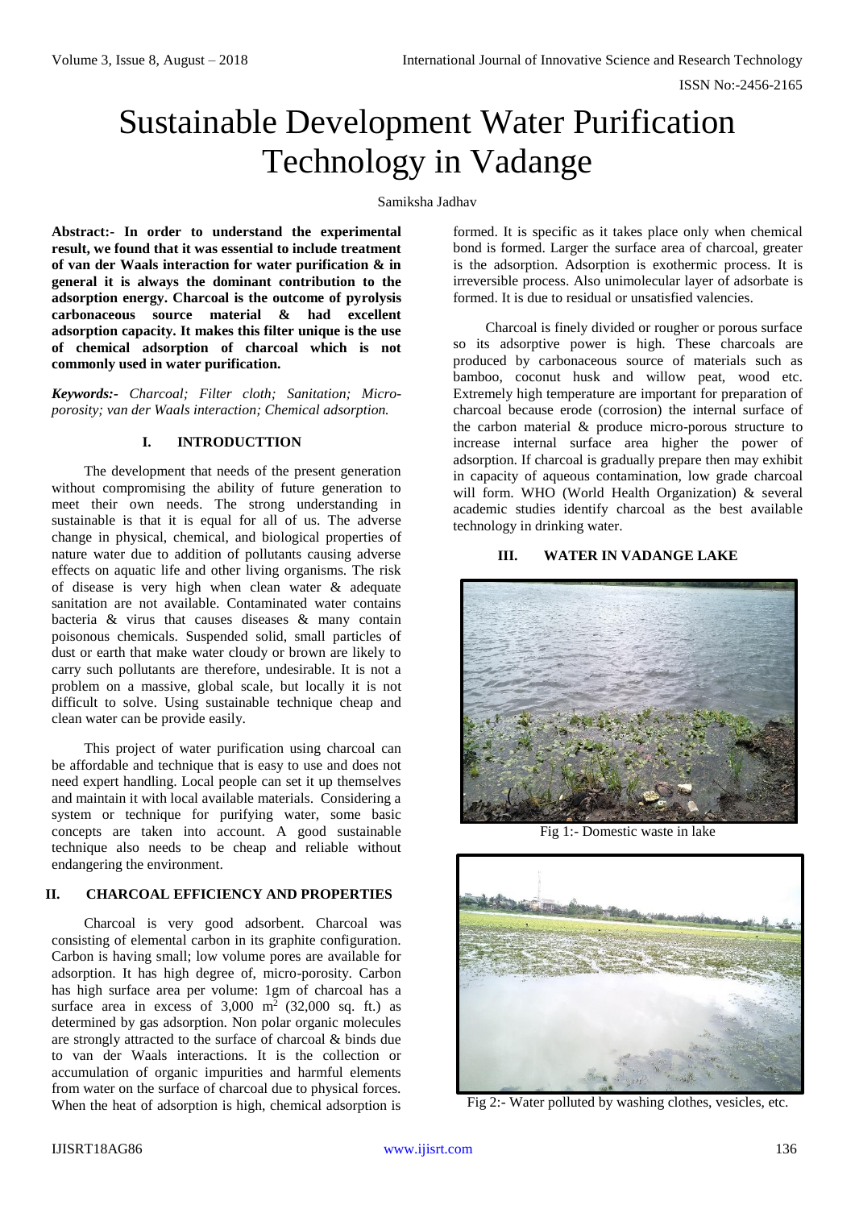# Sustainable Development Water Purification Technology in Vadange

Samiksha Jadhav

**Abstract:- In order to understand the experimental result, we found that it was essential to include treatment of van der Waals interaction for water purification & in general it is always the dominant contribution to the adsorption energy. Charcoal is the outcome of pyrolysis carbonaceous source material & had excellent adsorption capacity. It makes this filter unique is the use of chemical adsorption of charcoal which is not commonly used in water purification.**

***Keywords:-*** *Charcoal; Filter cloth; Sanitation; Micro-porosity; van der Waals interaction; Chemical adsorption.*

## I. INTRODUCTTION

The development that needs of the present generation without compromising the ability of future generation to meet their own needs. The strong understanding in sustainable is that it is equal for all of us. The adverse change in physical, chemical, and biological properties of nature water due to addition of pollutants causing adverse effects on aquatic life and other living organisms. The risk of disease is very high when clean water & adequate sanitation are not available. Contaminated water contains bacteria & virus that causes diseases & many contain poisonous chemicals. Suspended solid, small particles of dust or earth that make water cloudy or brown are likely to carry such pollutants are therefore, undesirable. It is not a problem on a massive, global scale, but locally it is not difficult to solve. Using sustainable technique cheap and clean water can be provide easily.

This project of water purification using charcoal can be affordable and technique that is easy to use and does not need expert handling. Local people can set it up themselves and maintain it with local available materials. Considering a system or technique for purifying water, some basic concepts are taken into account. A good sustainable technique also needs to be cheap and reliable without endangering the environment.

## II. CHARCOAL EFFICIENCY AND PROPERTIES

Charcoal is very good adsorbent. Charcoal was consisting of elemental carbon in its graphite configuration. Carbon is having small; low volume pores are available for adsorption. It has high degree of, micro-porosity. Carbon has high surface area per volume: 1gm of charcoal has a surface area in excess of 3,000 $m^2$ (32,000 sq. ft.) as determined by gas adsorption. Non polar organic molecules are strongly attracted to the surface of charcoal & binds due to van der Waals interactions. It is the collection or accumulation of organic impurities and harmful elements from water on the surface of charcoal due to physical forces. When the heat of adsorption is high, chemical adsorption is formed. It is specific as it takes place only when chemical bond is formed. Larger the surface area of charcoal, greater is the adsorption. Adsorption is exothermic process. It is irreversible process. Also unimolecular layer of adsorbate is formed. It is due to residual or unsatisfied valencies.

Charcoal is finely divided or rougher or porous surface so its adsorptive power is high. These charcoals are produced by carbonaceous source of materials such as bamboo, coconut husk and willow peat, wood etc. Extremely high temperature are important for preparation of charcoal because erode (corrosion) the internal surface of the carbon material & produce micro-porous structure to increase internal surface area higher the power of adsorption. If charcoal is gradually prepare then may exhibit in capacity of aqueous contamination, low grade charcoal will form. WHO (World Health Organization) & several academic studies identify charcoal as the best available technology in drinking water.

## III. WATER IN VADANGE LAKE

Fig 1:- Domestic waste in lake

Fig 2:- Water polluted by washing clothes, vesicles, etc.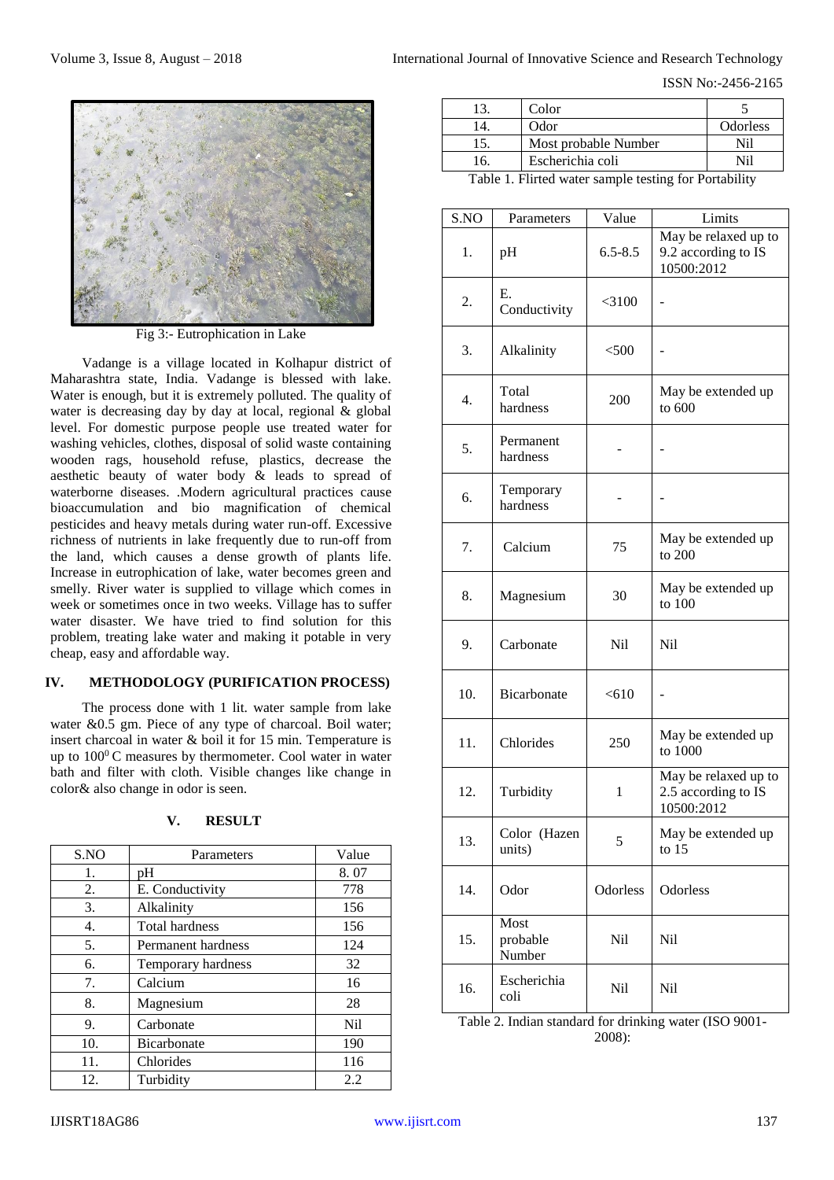Fig 3:- Eutrophication in Lake

Vadange is a village located in Kolhapur district of Maharashtra state, India. Vadange is blessed with lake. Water is enough, but it is extremely polluted. The quality of water is decreasing day by day at local, regional & global level. For domestic purpose people use treated water for washing vehicles, clothes, disposal of solid waste containing wooden rags, household refuse, plastics, decrease the aesthetic beauty of water body & leads to spread of waterborne diseases. .Modern agricultural practices cause bioaccumulation and bio magnification of chemical pesticides and heavy metals during water run-off. Excessive richness of nutrients in lake frequently due to run-off from the land, which causes a dense growth of plants life. Increase in eutrophication of lake, water becomes green and smelly. River water is supplied to village which comes in week or sometimes once in two weeks. Village has to suffer water disaster. We have tried to find solution for this problem, treating lake water and making it potable in very cheap, easy and affordable way.

## IV. METHODOLOGY (PURIFICATION PROCESS)

The process done with 1 lit. water sample from lake water &0.5 gm. Piece of any type of charcoal. Boil water; insert charcoal in water & boil it for 15 min. Temperature is up to $100^0$ C measures by thermometer. Cool water in water bath and filter with cloth. Visible changes like change in color& also change in odor is seen.

## V. RESULT

| S.NO | Parameters | Value |
|---|---|---|
| 1. | pH | 8. 07 |
| 2. | E. Conductivity | 778 |
| 3. | Alkalinity | 156 |
| 4. | Total hardness | 156 |
| 5. | Permanent hardness | 124 |
| 6. | Temporary hardness | 32 |
| 7. | Calcium | 16 |
| 8. | Magnesium | 28 |
| 9. | Carbonate | Nil |
| 10. | Bicarbonate | 190 |
| 11. | Chlorides | 116 |
| 12. | Turbidity | 2.2 |
| 13. | Color | 5 |
| 14. | Odor | Odorless |
| 15. | Most probable Number | Nil |
| 16. | Escherichia coli | Nil |

Table 1. Flirted water sample testing for Portability

| S.NO | Parameters | Value | Limits |
|---|---|---|---|
| 1. | pH | 6.5-8.5 | May be relaxed up to 9.2 according to IS 10500:2012 |
| 2. | E. Conductivity | <3100 | - |
| 3. | Alkalinity | <500 | - |
| 4. | Total hardness | 200 | May be extended up to 600 |
| 5. | Permanent hardness | - | - |
| 6. | Temporary hardness | - | - |
| 7. | Calcium | 75 | May be extended up to 200 |
| 8. | Magnesium | 30 | May be extended up to 100 |
| 9. | Carbonate | Nil | Nil |
| 10. | Bicarbonate | <610 | - |
| 11. | Chlorides | 250 | May be extended up to 1000 |
| 12. | Turbidity | 1 | May be relaxed up to 2.5 according to IS 10500:2012 |
| 13. | Color (Hazen units) | 5 | May be extended up to 15 |
| 14. | Odor | Odorless | Odorless |
| 15. | Most probable Number | Nil | Nil |
| 16. | Escherichia coli | Nil | Nil |

Table 2. Indian standard for drinking water (ISO 9001-2008):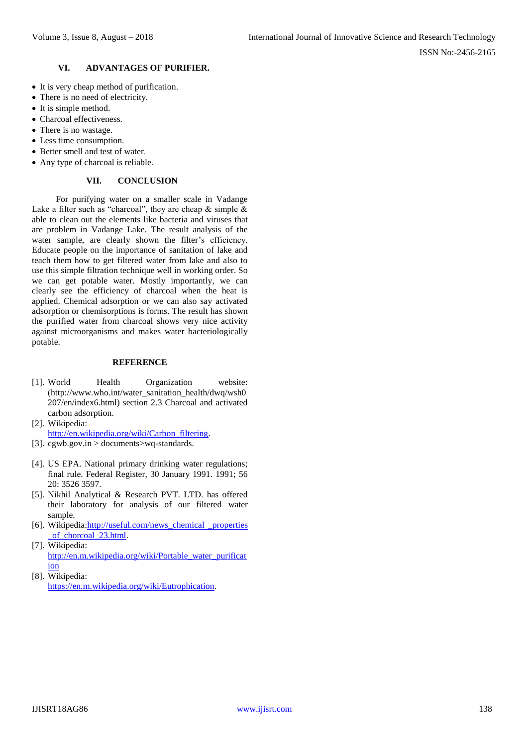### VI. ADVANTAGES OF PURIFIER.

- It is very cheap method of purification.
- There is no need of electricity.
- It is simple method.
- Charcoal effectiveness.
- There is no wastage.
- Less time consumption.
- Better smell and test of water.
- Any type of charcoal is reliable.

### VII. CONCLUSION

For purifying water on a smaller scale in Vadange Lake a filter such as "charcoal", they are cheap & simple & able to clean out the elements like bacteria and viruses that are problem in Vadange Lake. The result analysis of the water sample, are clearly shown the filter's efficiency. Educate people on the importance of sanitation of lake and teach them how to get filtered water from lake and also to use this simple filtration technique well in working order. So we can get potable water. Mostly importantly, we can clearly see the efficiency of charcoal when the heat is applied. Chemical adsorption or we can also say activated adsorption or chemisorptions is forms. The result has shown the purified water from charcoal shows very nice activity against microorganisms and makes water bacteriologically potable.

### REFERENCE

[1]. World Health Organization website: (http://www.who.int/water_sanitation_health/dwq/wsh0207/en/index6.html) section 2.3 Charcoal and activated carbon adsorption.

[2]. Wikipedia: http://en.wikipedia.org/wiki/Carbon_filtering.

[3]. cgwb.gov.in > documents>wq-standards.

[4]. US EPA. National primary drinking water regulations; final rule. Federal Register, 30 January 1991. 1991; 56 20: 3526 3597.

[5]. Nikhil Analytical & Research PVT. LTD. has offered their laboratory for analysis of our filtered water sample.

[6]. Wikipedia:http://useful.com/news_chemical _properties _of_chorcoal_23.html.

[7]. Wikipedia: http://en.m.wikipedia.org/wiki/Portable_water_purification

[8]. Wikipedia: https://en.m.wikipedia.org/wiki/Eutrophication.